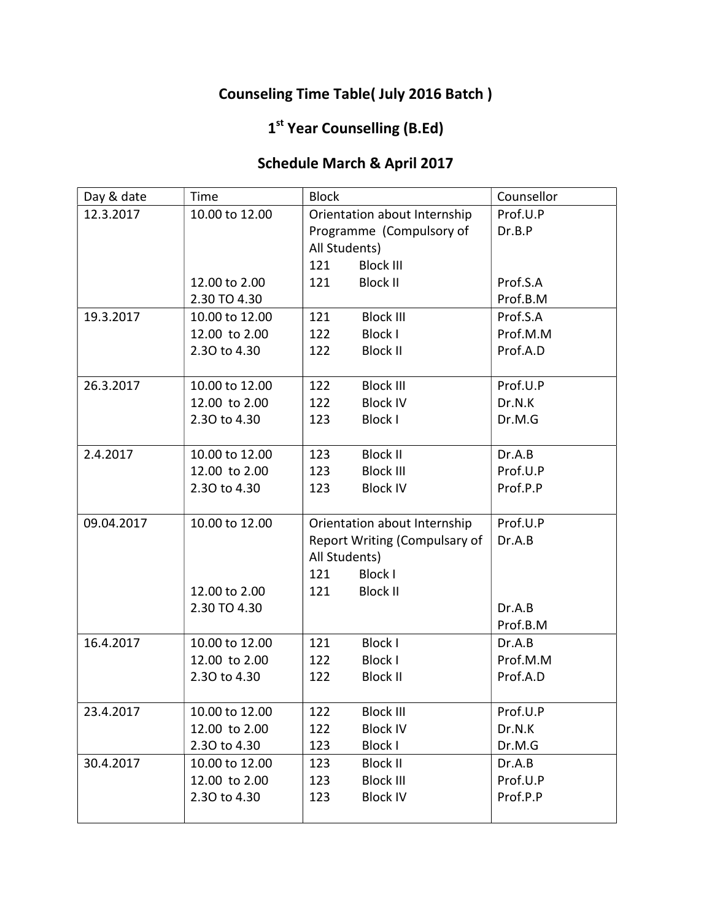# Counseling Time Table( July 2016 Batch )

## 1st Year Counselling (B.Ed)

## Schedule March & April 2017

| Day & date | Time | Block | Counsellor |
|---|---|---|---|
| 12.3.2017 | 10.00 to 12.00 | Orientation about Internship Programme (Compulsory of All Students) | Prof.U.P<br>Dr.B.P |
| | | 121 Block III | |
| | 12.00 to 2.00 | 121 Block II | Prof.S.A |
| | 2.30 TO 4.30 | | Prof.B.M |
| 19.3.2017 | 10.00 to 12.00 | 121 Block III | Prof.S.A |
| | 12.00 to 2.00 | 122 Block I | Prof.M.M |
| | 2.3O to 4.30 | 122 Block II | Prof.A.D |
| 26.3.2017 | 10.00 to 12.00 | 122 Block III | Prof.U.P |
| | 12.00 to 2.00 | 122 Block IV | Dr.N.K |
| | 2.3O to 4.30 | 123 Block I | Dr.M.G |
| 2.4.2017 | 10.00 to 12.00 | 123 Block II | Dr.A.B |
| | 12.00 to 2.00 | 123 Block III | Prof.U.P |
| | 2.3O to 4.30 | 123 Block IV | Prof.P.P |
| 09.04.2017 | 10.00 to 12.00 | Orientation about Internship Report Writing (Compulsary of All Students) | Prof.U.P<br>Dr.A.B |
| | | 121 Block I | |
| | 12.00 to 2.00 | 121 Block II | |
| | 2.30 TO 4.30 | | Dr.A.B<br>Prof.B.M |
| 16.4.2017 | 10.00 to 12.00 | 121 Block I | Dr.A.B |
| | 12.00 to 2.00 | 122 Block I | Prof.M.M |
| | 2.3O to 4.30 | 122 Block II | Prof.A.D |
| 23.4.2017 | 10.00 to 12.00 | 122 Block III | Prof.U.P |
| | 12.00 to 2.00 | 122 Block IV | Dr.N.K |
| | 2.3O to 4.30 | 123 Block I | Dr.M.G |
| 30.4.2017 | 10.00 to 12.00 | 123 Block II | Dr.A.B |
| | 12.00 to 2.00 | 123 Block III | Prof.U.P |
| | 2.3O to 4.30 | 123 Block IV | Prof.P.P |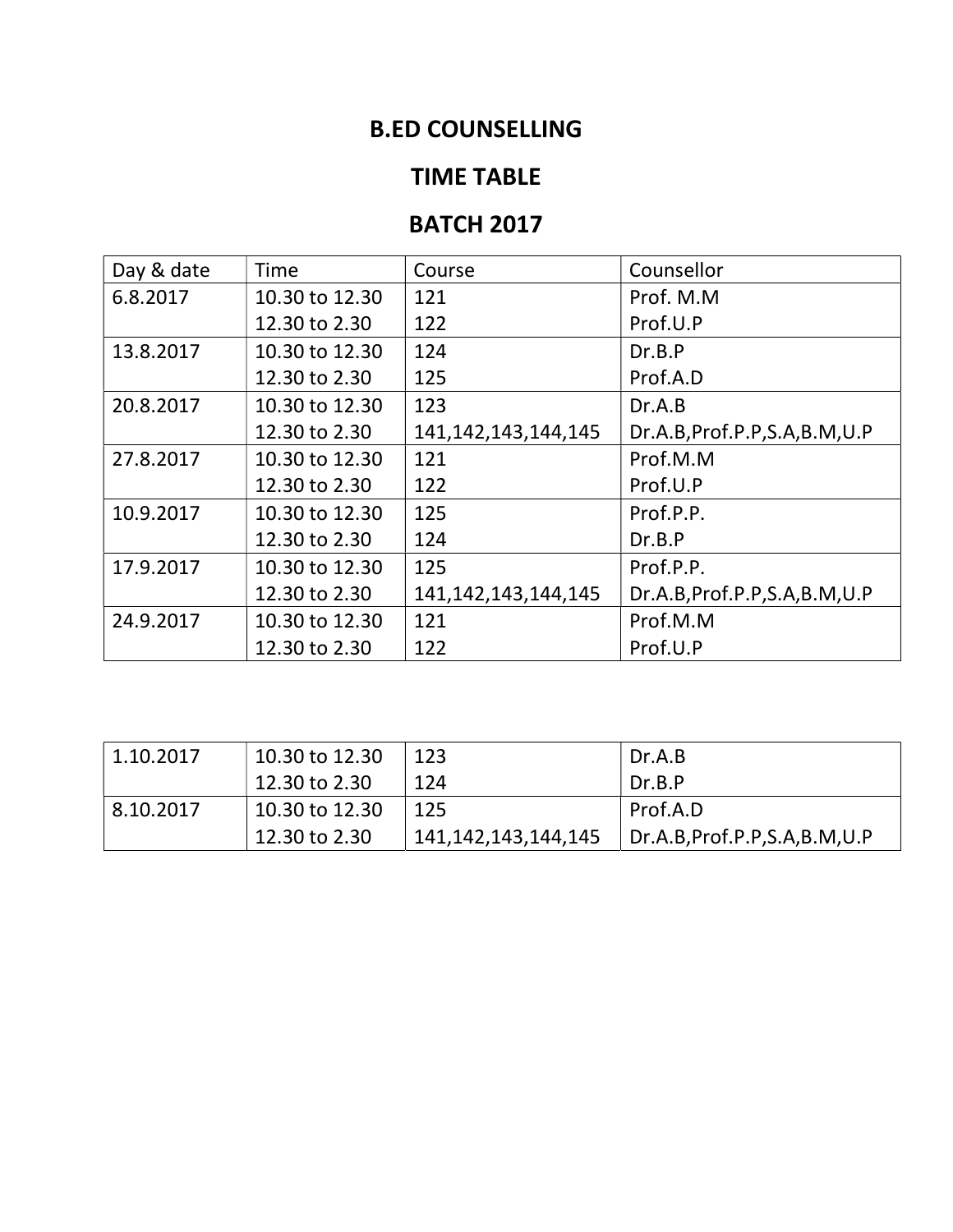# B.ED COUNSELLING

# TIME TABLE

# BATCH 2017

| Day & date | Time | Course | Counsellor |
|---|---|---|---|
| 6.8.2017 | 10.30 to 12.30 | 121 | Prof. M.M |
| | 12.30 to 2.30 | 122 | Prof.U.P |
| 13.8.2017 | 10.30 to 12.30 | 124 | Dr.B.P |
| | 12.30 to 2.30 | 125 | Prof.A.D |
| 20.8.2017 | 10.30 to 12.30 | 123 | Dr.A.B |
| | 12.30 to 2.30 | 141,142,143,144,145 | Dr.A.B,Prof.P.P,S.A,B.M,U.P |
| 27.8.2017 | 10.30 to 12.30 | 121 | Prof.M.M |
| | 12.30 to 2.30 | 122 | Prof.U.P |
| 10.9.2017 | 10.30 to 12.30 | 125 | Prof.P.P. |
| | 12.30 to 2.30 | 124 | Dr.B.P |
| 17.9.2017 | 10.30 to 12.30 | 125 | Prof.P.P. |
| | 12.30 to 2.30 | 141,142,143,144,145 | Dr.A.B,Prof.P.P,S.A,B.M,U.P |
| 24.9.2017 | 10.30 to 12.30 | 121 | Prof.M.M |
| | 12.30 to 2.30 | 122 | Prof.U.P |
| 1.10.2017 | 10.30 to 12.30 | 123 | Dr.A.B |
| | 12.30 to 2.30 | 124 | Dr.B.P |
| 8.10.2017 | 10.30 to 12.30 | 125 | Prof.A.D |
| | 12.30 to 2.30 | 141,142,143,144,145 | Dr.A.B,Prof.P.P,S.A,B.M,U.P |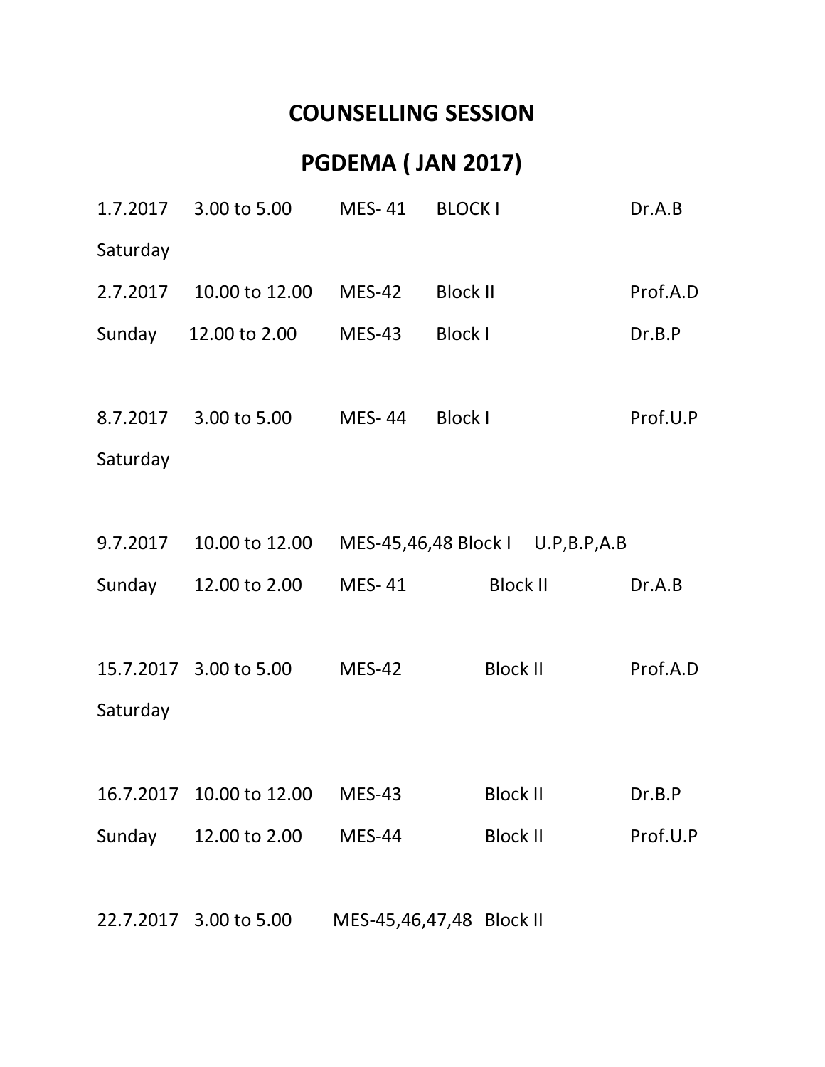# COUNSELLING SESSION

# PGDEMA ( JAN 2017)

| | | | | |
|---|---|---|---|---|
| 1.7.2017 | 3.00 to 5.00 | MES- 41 | BLOCK I | Dr.A.B |
| Saturday | | | | |
| 2.7.2017 | 10.00 to 12.00 | MES-42 | Block II | Prof.A.D |
| Sunday | 12.00 to 2.00 | MES-43 | Block I | Dr.B.P |
| 8.7.2017 | 3.00 to 5.00 | MES- 44 | Block I | Prof.U.P |
| Saturday | | | | |
| 9.7.2017 | 10.00 to 12.00 | MES-45,46,48 | Block I | U.P,B.P,A.B |
| Sunday | 12.00 to 2.00 | MES- 41 | Block II | Dr.A.B |
| 15.7.2017 | 3.00 to 5.00 | MES-42 | Block II | Prof.A.D |
| Saturday | | | | |
| 16.7.2017 | 10.00 to 12.00 | MES-43 | Block II | Dr.B.P |
| Sunday | 12.00 to 2.00 | MES-44 | Block II | Prof.U.P |
| 22.7.2017 | 3.00 to 5.00 | MES-45,46,47,48 | Block II | |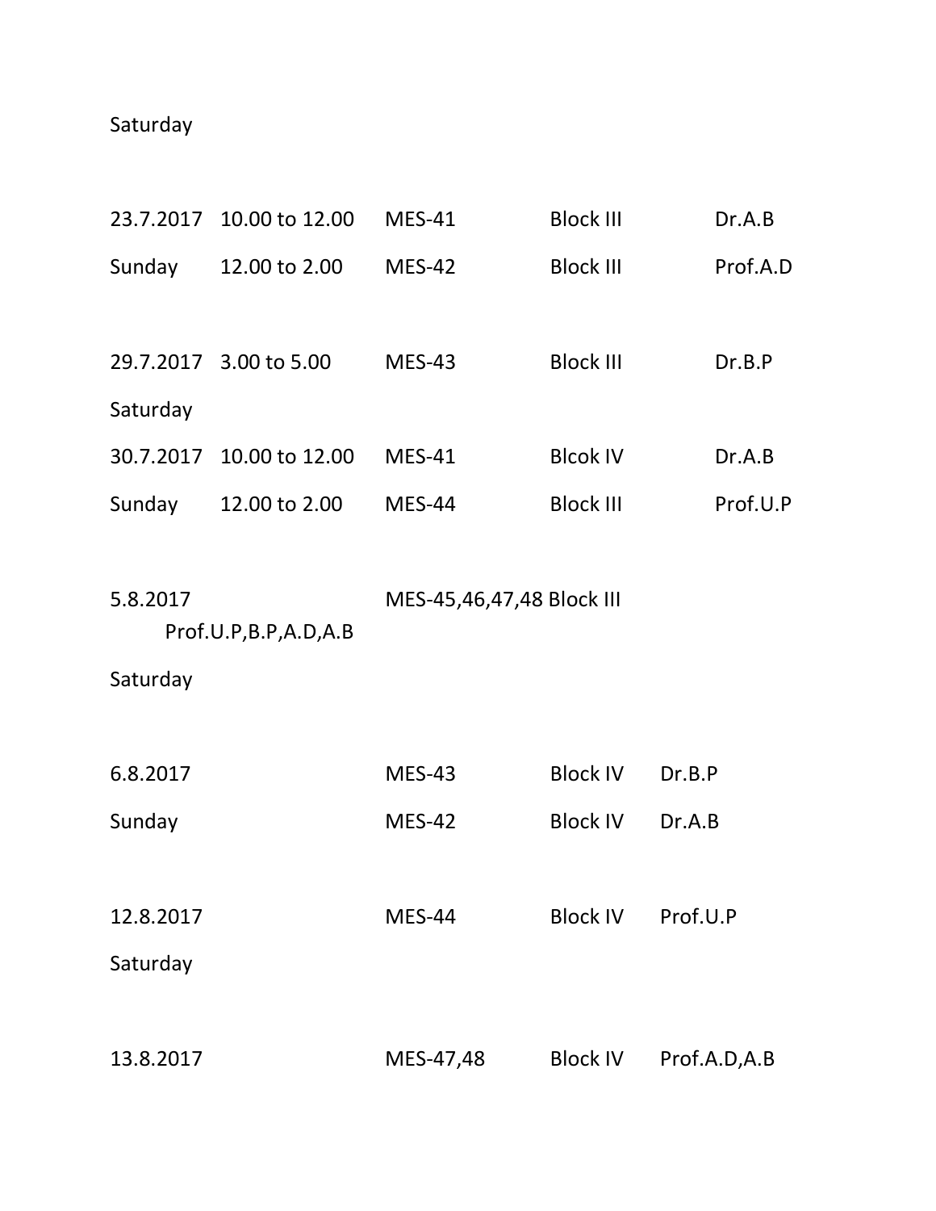Saturday

| | | | | |
|---|---|---|---|---|
| 23.7.2017 | 10.00 to 12.00 | MES-41 | Block III | Dr.A.B |
| Sunday | 12.00 to 2.00 | MES-42 | Block III | Prof.A.D |
| | | | | |
| 29.7.2017 | 3.00 to 5.00 | MES-43 | Block III | Dr.B.P |
| Saturday | | | | |
| 30.7.2017 | 10.00 to 12.00 | MES-41 | Blcok IV | Dr.A.B |
| Sunday | 12.00 to 2.00 | MES-44 | Block III | Prof.U.P |
| | | | | |
| 5.8.2017 | | MES-45,46,47,48 | Block III | Prof.U.P,B.P,A.D,A.B |
| Saturday | | | | |
| | | | | |
| 6.8.2017 | | MES-43 | Block IV | Dr.B.P |
| Sunday | | MES-42 | Block IV | Dr.A.B |
| | | | | |
| 12.8.2017 | | MES-44 | Block IV | Prof.U.P |
| Saturday | | | | |
| | | | | |
| 13.8.2017 | | MES-47,48 | Block IV | Prof.A.D,A.B |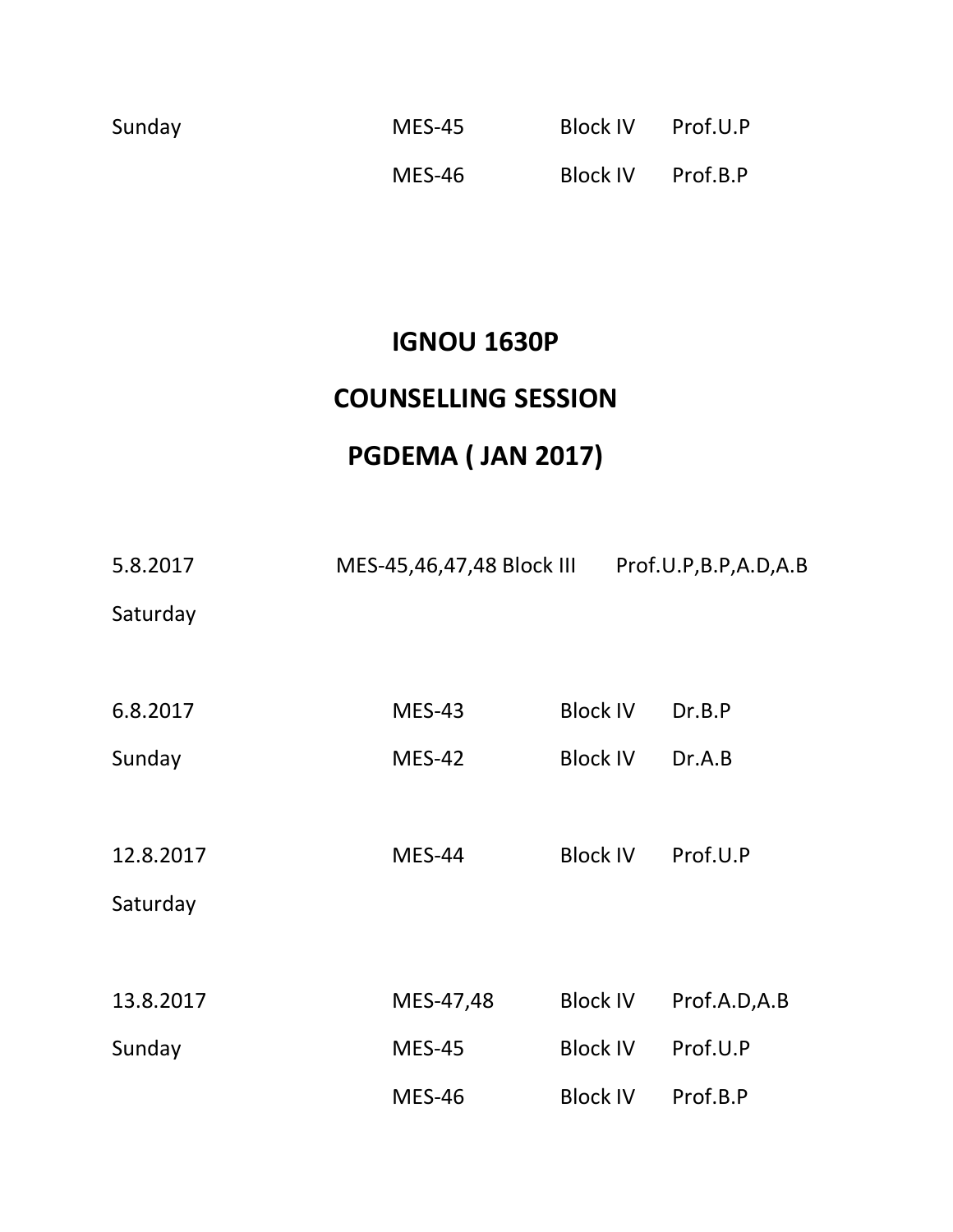| | | | |
|---|---|---|---|
| Sunday | MES-45 | Block IV | Prof.U.P |
| | MES-46 | Block IV | Prof.B.P |

# IGNOU 1630P

# COUNSELLING SESSION

# PGDEMA ( JAN 2017)

| | | | |
|---|---|---|---|
| 5.8.2017<br>Saturday | MES-45,46,47,48 | Block III | Prof.U.P,B.P,A.D,A.B |
| 6.8.2017 | MES-43 | Block IV | Dr.B.P |
| Sunday | MES-42 | Block IV | Dr.A.B |
| 12.8.2017<br>Saturday | MES-44 | Block IV | Prof.U.P |
| 13.8.2017 | MES-47,48 | Block IV | Prof.A.D,A.B |
| Sunday | MES-45 | Block IV | Prof.U.P |
| | MES-46 | Block IV | Prof.B.P |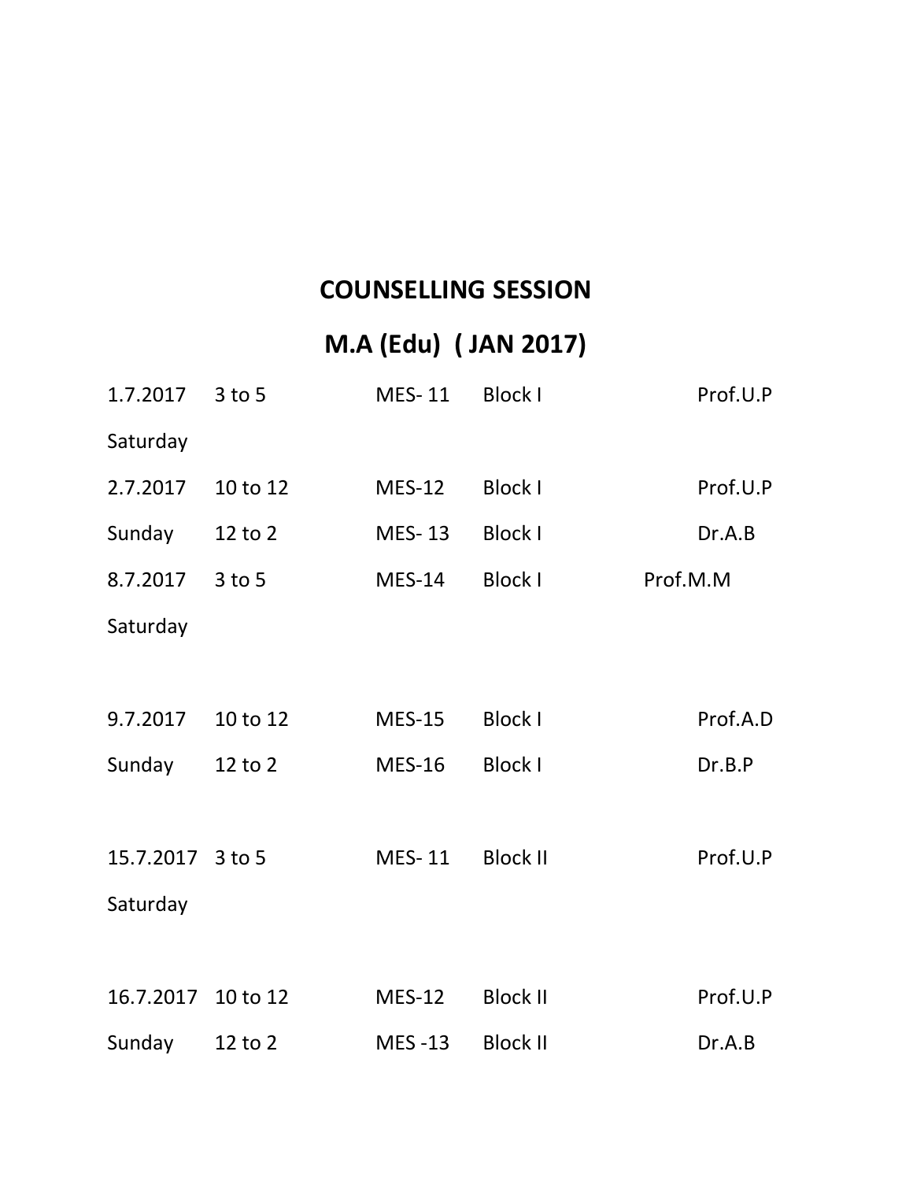# COUNSELLING SESSION

# M.A (Edu) ( JAN 2017)

| Date | Time | Course | Block | Counsellor |
|---|---|---|---|---|
| 1.7.2017 Saturday | 3 to 5 | MES- 11 | Block I | Prof.U.P |
| 2.7.2017 | 10 to 12 | MES-12 | Block I | Prof.U.P |
| Sunday | 12 to 2 | MES- 13 | Block I | Dr.A.B |
| 8.7.2017 Saturday | 3 to 5 | MES-14 | Block I | Prof.M.M |
| 9.7.2017 | 10 to 12 | MES-15 | Block I | Prof.A.D |
| Sunday | 12 to 2 | MES-16 | Block I | Dr.B.P |
| 15.7.2017 Saturday | 3 to 5 | MES- 11 | Block II | Prof.U.P |
| 16.7.2017 | 10 to 12 | MES-12 | Block II | Prof.U.P |
| Sunday | 12 to 2 | MES -13 | Block II | Dr.A.B |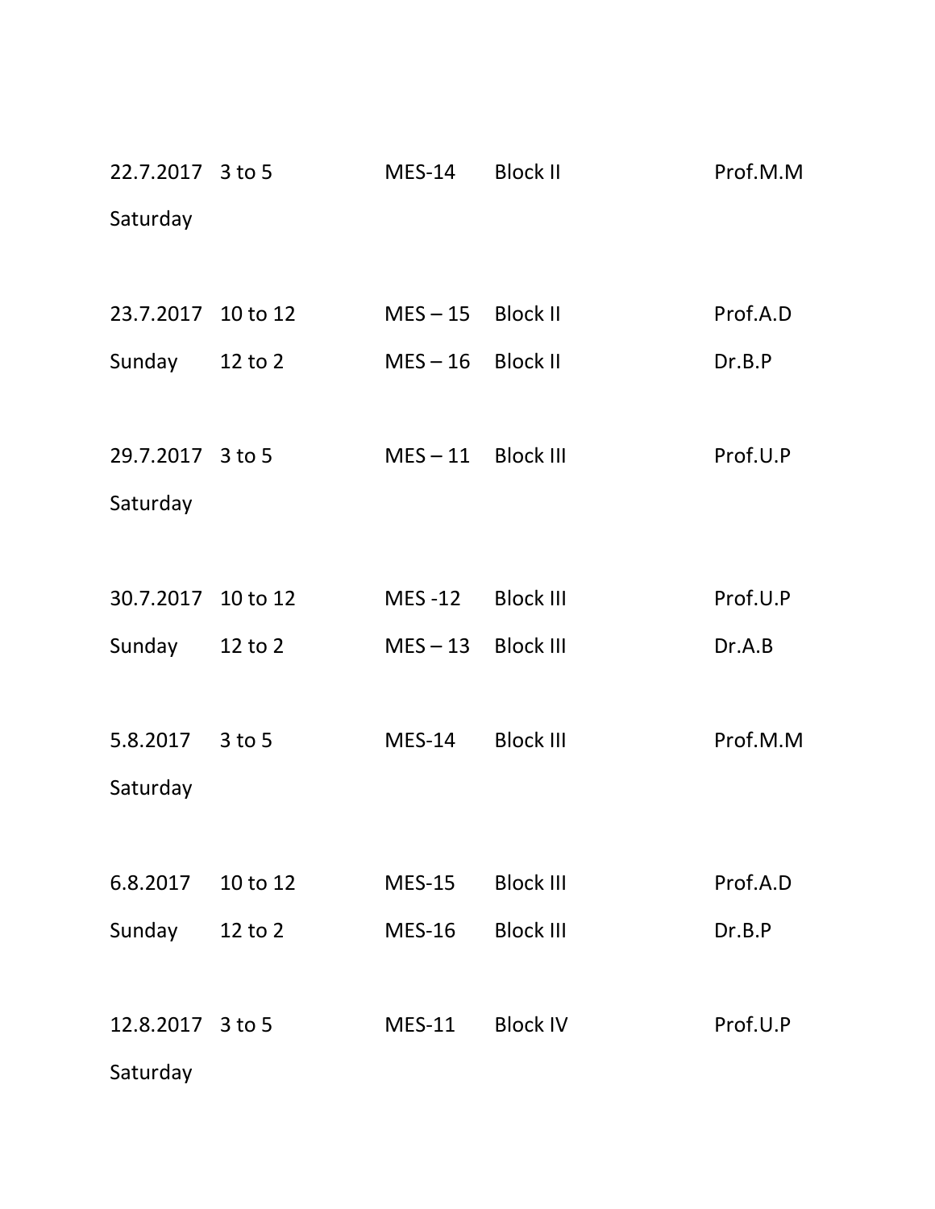| | | | | |
|---|---|---|---|---|
| 22.7.2017 Saturday | 3 to 5 | MES-14 | Block II | Prof.M.M |
| 23.7.2017 Sunday | 10 to 12 | MES – 15 | Block II | Prof.A.D |
| | 12 to 2 | MES – 16 | Block II | Dr.B.P |
| 29.7.2017 Saturday | 3 to 5 | MES – 11 | Block III | Prof.U.P |
| 30.7.2017 Sunday | 10 to 12 | MES -12 | Block III | Prof.U.P |
| | 12 to 2 | MES – 13 | Block III | Dr.A.B |
| 5.8.2017 Saturday | 3 to 5 | MES-14 | Block III | Prof.M.M |
| 6.8.2017 Sunday | 10 to 12 | MES-15 | Block III | Prof.A.D |
| | 12 to 2 | MES-16 | Block III | Dr.B.P |
| 12.8.2017 Saturday | 3 to 5 | MES-11 | Block IV | Prof.U.P |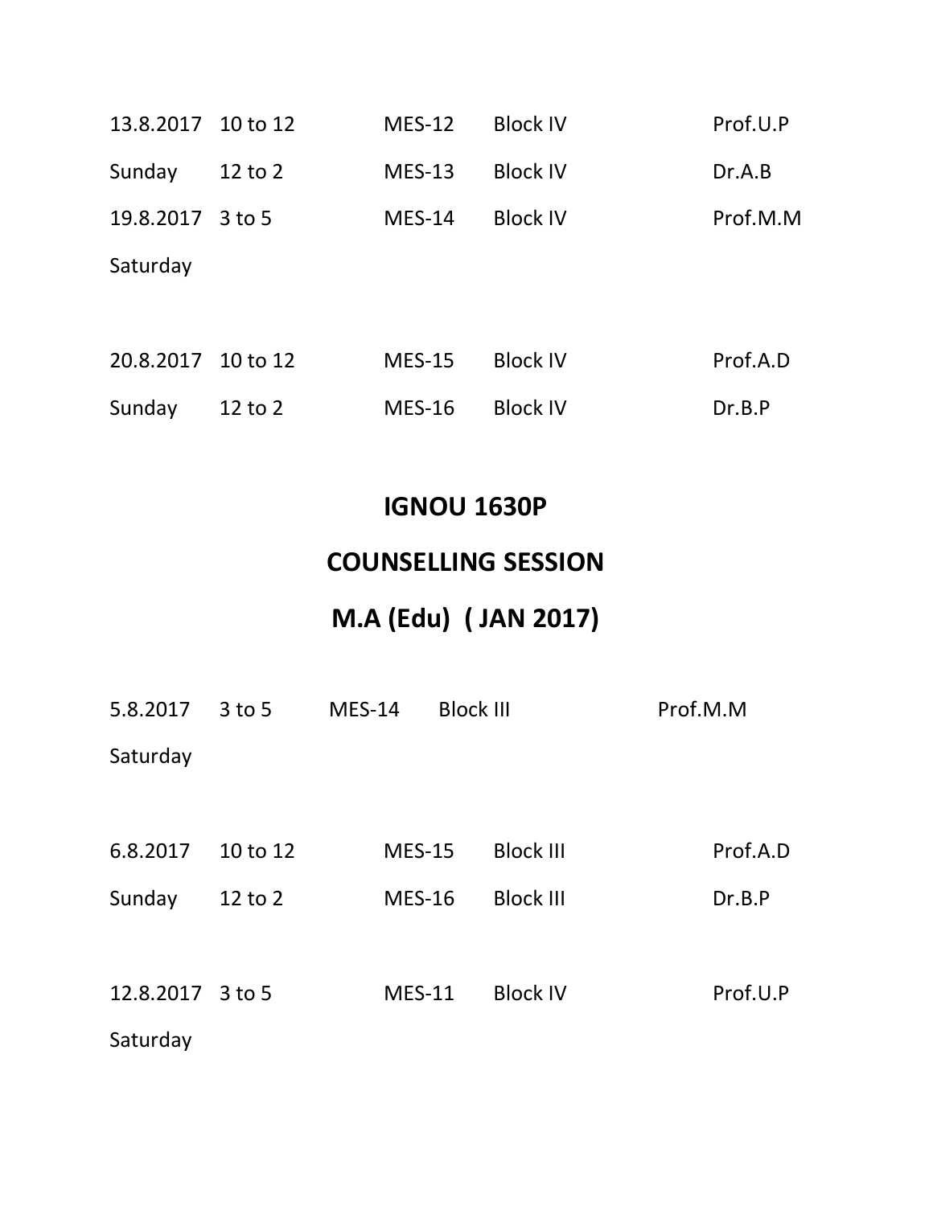| | | | | |
|---|---|---|---|---|
| 13.8.2017 | 10 to 12 | MES-12 | Block IV | Prof.U.P |
| Sunday | 12 to 2 | MES-13 | Block IV | Dr.A.B |
| 19.8.2017 | 3 to 5 | MES-14 | Block IV | Prof.M.M |
| Saturday | | | | |
| 20.8.2017 | 10 to 12 | MES-15 | Block IV | Prof.A.D |
| Sunday | 12 to 2 | MES-16 | Block IV | Dr.B.P |

## IGNOU 1630P

## COUNSELLING SESSION

## M.A (Edu) ( JAN 2017)

| | | | | |
|---|---|---|---|---|
| 5.8.2017 | 3 to 5 | MES-14 | Block III | Prof.M.M |
| Saturday | | | | |
| 6.8.2017 | 10 to 12 | MES-15 | Block III | Prof.A.D |
| Sunday | 12 to 2 | MES-16 | Block III | Dr.B.P |
| 12.8.2017 | 3 to 5 | MES-11 | Block IV | Prof.U.P |
| Saturday | | | | |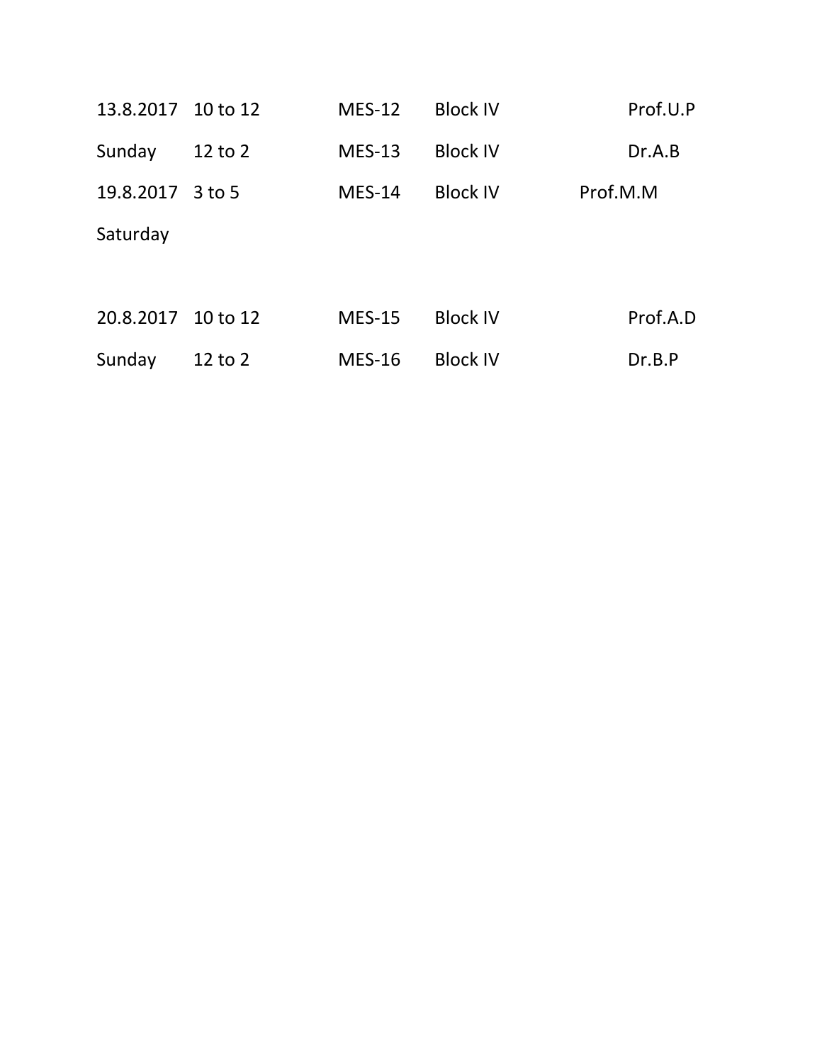| | | | | |
|---|---|---|---|---|
| 13.8.2017 | 10 to 12 | MES-12 | Block IV | Prof.U.P |
| Sunday | 12 to 2 | MES-13 | Block IV | Dr.A.B |
| 19.8.2017 | 3 to 5 | MES-14 | Block IV | Prof.M.M |
| Saturday | | | | |
| 20.8.2017 | 10 to 12 | MES-15 | Block IV | Prof.A.D |
| Sunday | 12 to 2 | MES-16 | Block IV | Dr.B.P |